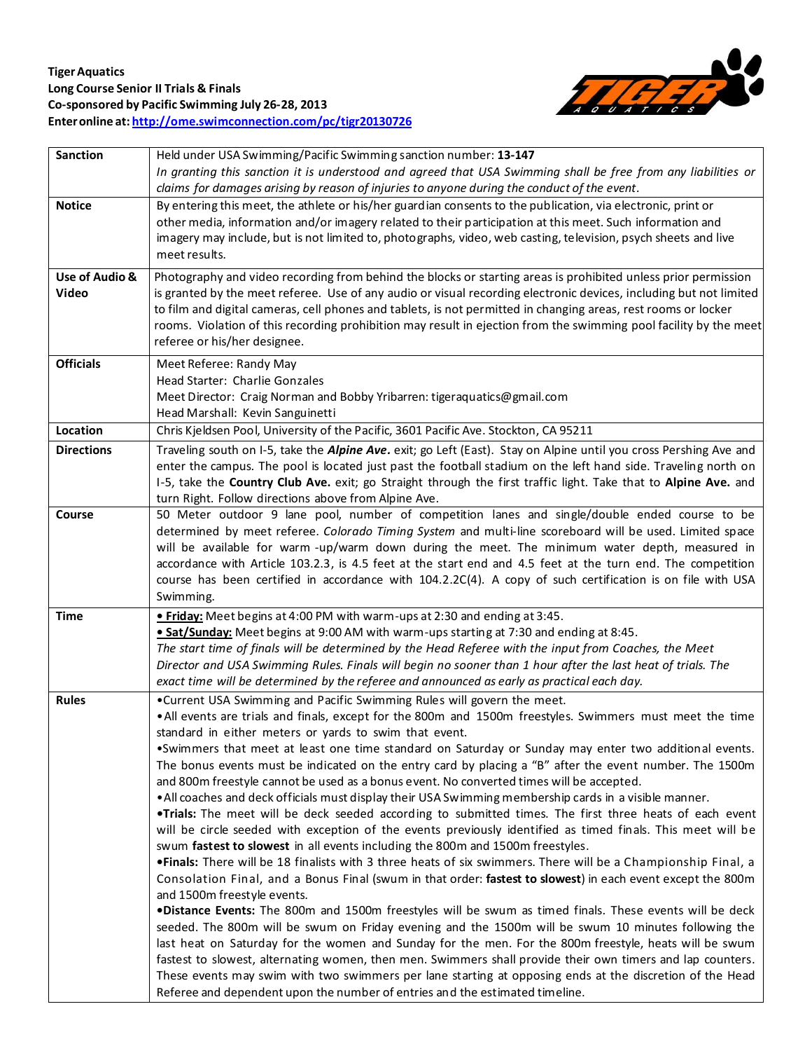**Tiger Aquatics**
**Long Course Senior II Trials & Finals**
**Co-sponsored by Pacific Swimming July 26-28, 2013**
**Enter online at: [http://ome.swimconnection.com/pc/tigr20130726](http://ome.swimconnection.com/pc/tigr20130726)**

| | |
|---|---|
| **Sanction** | Held under USA Swimming/Pacific Swimming sanction number: **13-147**<br>*In granting this sanction it is understood and agreed that USA Swimming shall be free from any liabilities or claims for damages arising by reason of injuries to anyone during the conduct of the event.* |
| **Notice** | By entering this meet, the athlete or his/her guardian consents to the publication, via electronic, print or other media, information and/or imagery related to their participation at this meet. Such information and imagery may include, but is not limited to, photographs, video, web casting, television, psych sheets and live meet results. |
| **Use of Audio & Video** | Photography and video recording from behind the blocks or starting areas is prohibited unless prior permission is granted by the meet referee. Use of any audio or visual recording electronic devices, including but not limited to film and digital cameras, cell phones and tablets, is not permitted in changing areas, rest rooms or locker rooms. Violation of this recording prohibition may result in ejection from the swimming pool facility by the meet referee or his/her designee. |
| **Officials** | Meet Referee: Randy May<br>Head Starter: Charlie Gonzales<br>Meet Director: Craig Norman and Bobby Yribarren: tigeraquatics@gmail.com<br>Head Marshall: Kevin Sanguinetti |
| **Location** | Chris Kjeldsen Pool, University of the Pacific, 3601 Pacific Ave. Stockton, CA 95211 |
| **Directions** | Traveling south on I-5, take the ***Alpine Ave.*** exit; go Left (East). Stay on Alpine until you cross Pershing Ave and enter the campus. The pool is located just past the football stadium on the left hand side. Traveling north on I-5, take the **Country Club Ave.** exit; go Straight through the first traffic light. Take that to **Alpine Ave.** and turn Right. Follow directions above from Alpine Ave. |
| **Course** | 50 Meter outdoor 9 lane pool, number of competition lanes and single/double ended course to be determined by meet referee. *Colorado Timing System* and multi-line scoreboard will be used. Limited space will be available for warm-up/warm down during the meet. The minimum water depth, measured in accordance with Article 103.2.3, is 4.5 feet at the start end and 4.5 feet at the turn end. The competition course has been certified in accordance with 104.2.2C(4). A copy of such certification is on file with USA Swimming. |
| **Time** | **• <u>Friday:</u>** Meet begins at 4:00 PM with warm-ups at 2:30 and ending at 3:45.<br>**• <u>Sat/Sunday:</u>** Meet begins at 9:00 AM with warm-ups starting at 7:30 and ending at 8:45.<br>*The start time of finals will be determined by the Head Referee with the input from Coaches, the Meet Director and USA Swimming Rules. Finals will begin no sooner than 1 hour after the last heat of trials. The exact time will be determined by the referee and announced as early as practical each day.* |
| **Rules** | •Current USA Swimming and Pacific Swimming Rules will govern the meet.<br>•All events are trials and finals, except for the 800m and 1500m freestyles. Swimmers must meet the time standard in either meters or yards to swim that event.<br>•Swimmers that meet at least one time standard on Saturday or Sunday may enter two additional events. The bonus events must be indicated on the entry card by placing a "B" after the event number. The 1500m and 800m freestyle cannot be used as a bonus event. No converted times will be accepted.<br>•All coaches and deck officials must display their USA Swimming membership cards in a visible manner.<br>•**Trials:** The meet will be deck seeded according to submitted times. The first three heats of each event will be circle seeded with exception of the events previously identified as timed finals. This meet will be swum **fastest to slowest** in all events including the 800m and 1500m freestyles.<br>•**Finals:** There will be 18 finalists with 3 three heats of six swimmers. There will be a Championship Final, a Consolation Final, and a Bonus Final (swum in that order: **fastest to slowest**) in each event except the 800m and 1500m freestyle events.<br>•**Distance Events:** The 800m and 1500m freestyles will be swum as timed finals. These events will be deck seeded. The 800m will be swum on Friday evening and the 1500m will be swum 10 minutes following the last heat on Saturday for the women and Sunday for the men. For the 800m freestyle, heats will be swum fastest to slowest, alternating women, then men. Swimmers shall provide their own timers and lap counters. These events may swim with two swimmers per lane starting at opposing ends at the discretion of the Head Referee and dependent upon the number of entries and the estimated timeline. |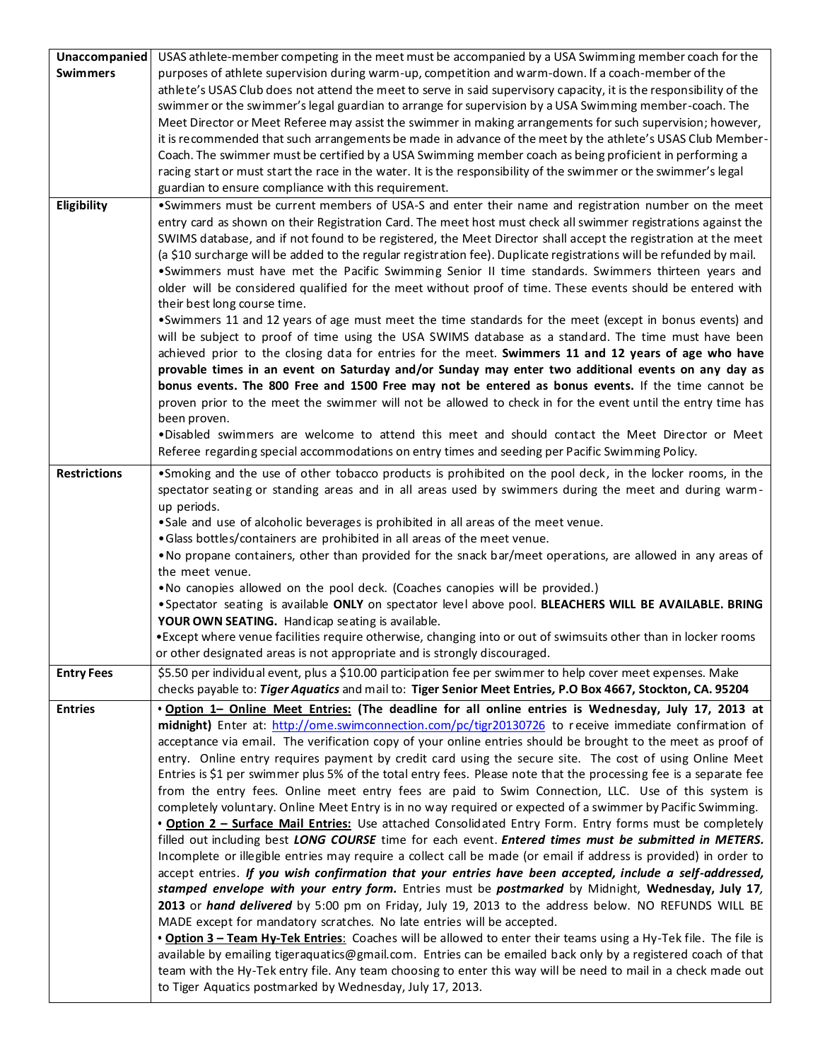| | |
|---|---|
| **Unaccompanied Swimmers** | USAS athlete-member competing in the meet must be accompanied by a USA Swimming member coach for the purposes of athlete supervision during warm-up, competition and warm-down. If a coach-member of the athlete's USAS Club does not attend the meet to serve in said supervisory capacity, it is the responsibility of the swimmer or the swimmer's legal guardian to arrange for supervision by a USA Swimming member-coach. The Meet Director or Meet Referee may assist the swimmer in making arrangements for such supervision; however, it is recommended that such arrangements be made in advance of the meet by the athlete's USAS Club Member-Coach. The swimmer must be certified by a USA Swimming member coach as being proficient in performing a racing start or must start the race in the water. It is the responsibility of the swimmer or the swimmer's legal guardian to ensure compliance with this requirement. |
| **Eligibility** | •Swimmers must be current members of USA-S and enter their name and registration number on the meet entry card as shown on their Registration Card. The meet host must check all swimmer registrations against the SWIMS database, and if not found to be registered, the Meet Director shall accept the registration at the meet (a $10 surcharge will be added to the regular registration fee). Duplicate registrations will be refunded by mail.<br>•Swimmers must have met the Pacific Swimming Senior II time standards. Swimmers thirteen years and older will be considered qualified for the meet without proof of time. These events should be entered with their best long course time.<br>•Swimmers 11 and 12 years of age must meet the time standards for the meet (except in bonus events) and will be subject to proof of time using the USA SWIMS database as a standard. The time must have been achieved prior to the closing data for entries for the meet. **Swimmers 11 and 12 years of age who have provable times in an event on Saturday and/or Sunday may enter two additional events on any day as bonus events. The 800 Free and 1500 Free may not be entered as bonus events.** If the time cannot be proven prior to the meet the swimmer will not be allowed to check in for the event until the entry time has been proven.<br>•Disabled swimmers are welcome to attend this meet and should contact the Meet Director or Meet Referee regarding special accommodations on entry times and seeding per Pacific Swimming Policy. |
| **Restrictions** | •Smoking and the use of other tobacco products is prohibited on the pool deck, in the locker rooms, in the spectator seating or standing areas and in all areas used by swimmers during the meet and during warm-up periods.<br>•Sale and use of alcoholic beverages is prohibited in all areas of the meet venue.<br>•Glass bottles/containers are prohibited in all areas of the meet venue.<br>•No propane containers, other than provided for the snack bar/meet operations, are allowed in any areas of the meet venue.<br>•No canopies allowed on the pool deck. (Coaches canopies will be provided.)<br>•Spectator seating is available **ONLY** on spectator level above pool. **BLEACHERS WILL BE AVAILABLE. BRING YOUR OWN SEATING.** Handicap seating is available.<br>•Except where venue facilities require otherwise, changing into or out of swimsuits other than in locker rooms or other designated areas is not appropriate and is strongly discouraged. |
| **Entry Fees** | $5.50 per individual event, plus a $10.00 participation fee per swimmer to help cover meet expenses. Make checks payable to: ***Tiger Aquatics*** and mail to: **Tiger Senior Meet Entries, P.O Box 4667, Stockton, CA. 95204** |
| **Entries** | • **<u>Option 1– Online Meet Entries:</u> (The deadline for all online entries is Wednesday, July 17, 2013 at midnight)** Enter at: http://ome.swimconnection.com/pc/tigr20130726 to receive immediate confirmation of acceptance via email. The verification copy of your online entries should be brought to the meet as proof of entry. Online entry requires payment by credit card using the secure site. The cost of using Online Meet Entries is $1 per swimmer plus 5% of the total entry fees. Please note that the processing fee is a separate fee from the entry fees. Online meet entry fees are paid to Swim Connection, LLC. Use of this system is completely voluntary. Online Meet Entry is in no way required or expected of a swimmer by Pacific Swimming.<br>• **<u>Option 2 – Surface Mail Entries:</u>** Use attached Consolidated Entry Form. Entry forms must be completely filled out including best ***LONG COURSE*** time for each event. ***Entered times must be submitted in METERS.*** Incomplete or illegible entries may require a collect call be made (or email if address is provided) in order to accept entries. ***If you wish confirmation that your entries have been accepted, include a self-addressed, stamped envelope with your entry form.*** Entries must be ***postmarked*** by Midnight, **Wednesday, July 17, 2013** or ***hand delivered*** by 5:00 pm on Friday, July 19, 2013 to the address below. NO REFUNDS WILL BE MADE except for mandatory scratches. No late entries will be accepted.<br>• **<u>Option 3 – Team Hy-Tek Entries</u>**: Coaches will be allowed to enter their teams using a Hy-Tek file. The file is available by emailing tigeraquatics@gmail.com. Entries can be emailed back only by a registered coach of that team with the Hy-Tek entry file. Any team choosing to enter this way will be need to mail in a check made out to Tiger Aquatics postmarked by Wednesday, July 17, 2013. |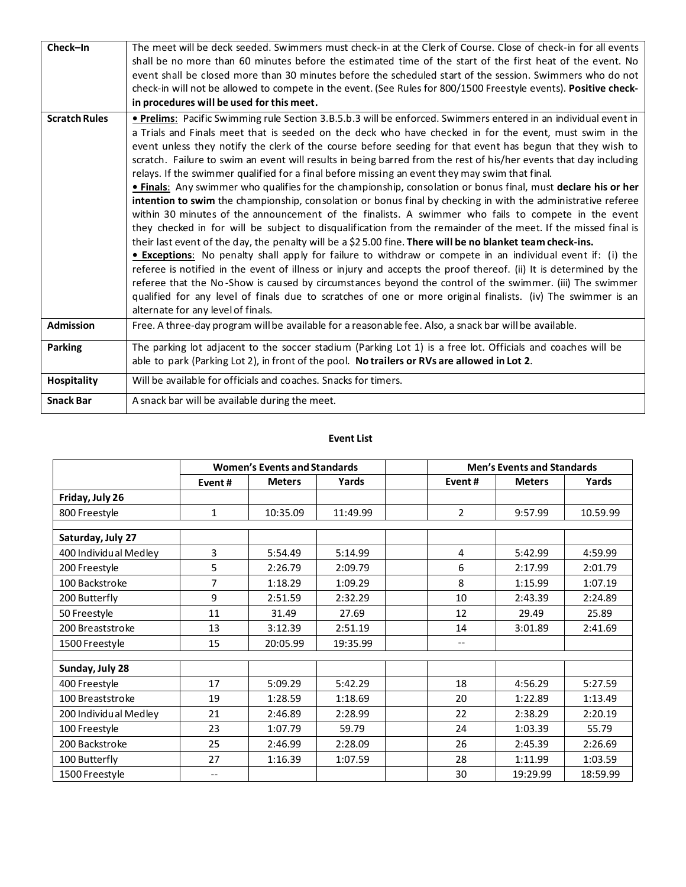| | |
|---|---|
| **Check–In** | The meet will be deck seeded. Swimmers must check-in at the Clerk of Course. Close of check-in for all events shall be no more than 60 minutes before the estimated time of the start of the first heat of the event. No event shall be closed more than 30 minutes before the scheduled start of the session. Swimmers who do not check-in will not be allowed to compete in the event. (See Rules for 800/1500 Freestyle events). **Positive check-in procedures will be used for this meet.** |
| **Scratch Rules** | **• Prelims**: Pacific Swimming rule Section 3.B.5.b.3 will be enforced. Swimmers entered in an individual event in a Trials and Finals meet that is seeded on the deck who have checked in for the event, must swim in the event unless they notify the clerk of the course before seeding for that event has begun that they wish to scratch. Failure to swim an event will results in being barred from the rest of his/her events that day including relays. If the swimmer qualified for a final before missing an event they may swim that final. **• Finals**: Any swimmer who qualifies for the championship, consolation or bonus final, must **declare his or her intention to swim** the championship, consolation or bonus final by checking in with the administrative referee within 30 minutes of the announcement of the finalists. A swimmer who fails to compete in the event they checked in for will be subject to disqualification from the remainder of the meet. If the missed final is their last event of the day, the penalty will be a $25.00 fine. **There will be no blanket team check-ins.** **• Exceptions**: No penalty shall apply for failure to withdraw or compete in an individual event if: (i) the referee is notified in the event of illness or injury and accepts the proof thereof. (ii) It is determined by the referee that the No-Show is caused by circumstances beyond the control of the swimmer. (iii) The swimmer qualified for any level of finals due to scratches of one or more original finalists. (iv) The swimmer is an alternate for any level of finals. |
| **Admission** | Free. A three-day program will be available for a reasonable fee. Also, a snack bar will be available. |
| **Parking** | The parking lot adjacent to the soccer stadium (Parking Lot 1) is a free lot. Officials and coaches will be able to park (Parking Lot 2), in front of the pool. **No trailers or RVs are allowed in Lot 2**. |
| **Hospitality** | Will be available for officials and coaches. Snacks for timers. |
| **Snack Bar** | A snack bar will be available during the meet. |

### Event List

| | **Women's Events and Standards** | | | | **Men's Events and Standards** | | |
|---|---|---|---|---|---|---|---|
| | **Event #** | **Meters** | **Yards** | | **Event #** | **Meters** | **Yards** |
| **Friday, July 26** | | | | | | | |
| 800 Freestyle | 1 | 10:35.09 | 11:49.99 | | 2 | 9:57.99 | 10.59.99 |
| **Saturday, July 27** | | | | | | | |
| 400 Individual Medley | 3 | 5:54.49 | 5:14.99 | | 4 | 5:42.99 | 4:59.99 |
| 200 Freestyle | 5 | 2:26.79 | 2:09.79 | | 6 | 2:17.99 | 2:01.79 |
| 100 Backstroke | 7 | 1:18.29 | 1:09.29 | | 8 | 1:15.99 | 1:07.19 |
| 200 Butterfly | 9 | 2:51.59 | 2:32.29 | | 10 | 2:43.39 | 2:24.89 |
| 50 Freestyle | 11 | 31.49 | 27.69 | | 12 | 29.49 | 25.89 |
| 200 Breaststroke | 13 | 3:12.39 | 2:51.19 | | 14 | 3:01.89 | 2:41.69 |
| 1500 Freestyle | 15 | 20:05.99 | 19:35.99 | | -- | | |
| **Sunday, July 28** | | | | | | | |
| 400 Freestyle | 17 | 5:09.29 | 5:42.29 | | 18 | 4:56.29 | 5:27.59 |
| 100 Breaststroke | 19 | 1:28.59 | 1:18.69 | | 20 | 1:22.89 | 1:13.49 |
| 200 Individual Medley | 21 | 2:46.89 | 2:28.99 | | 22 | 2:38.29 | 2:20.19 |
| 100 Freestyle | 23 | 1:07.79 | 59.79 | | 24 | 1:03.39 | 55.79 |
| 200 Backstroke | 25 | 2:46.99 | 2:28.09 | | 26 | 2:45.39 | 2:26.69 |
| 100 Butterfly | 27 | 1:16.39 | 1:07.59 | | 28 | 1:11.99 | 1:03.59 |
| 1500 Freestyle | -- | | | | 30 | 19:29.99 | 18:59.99 |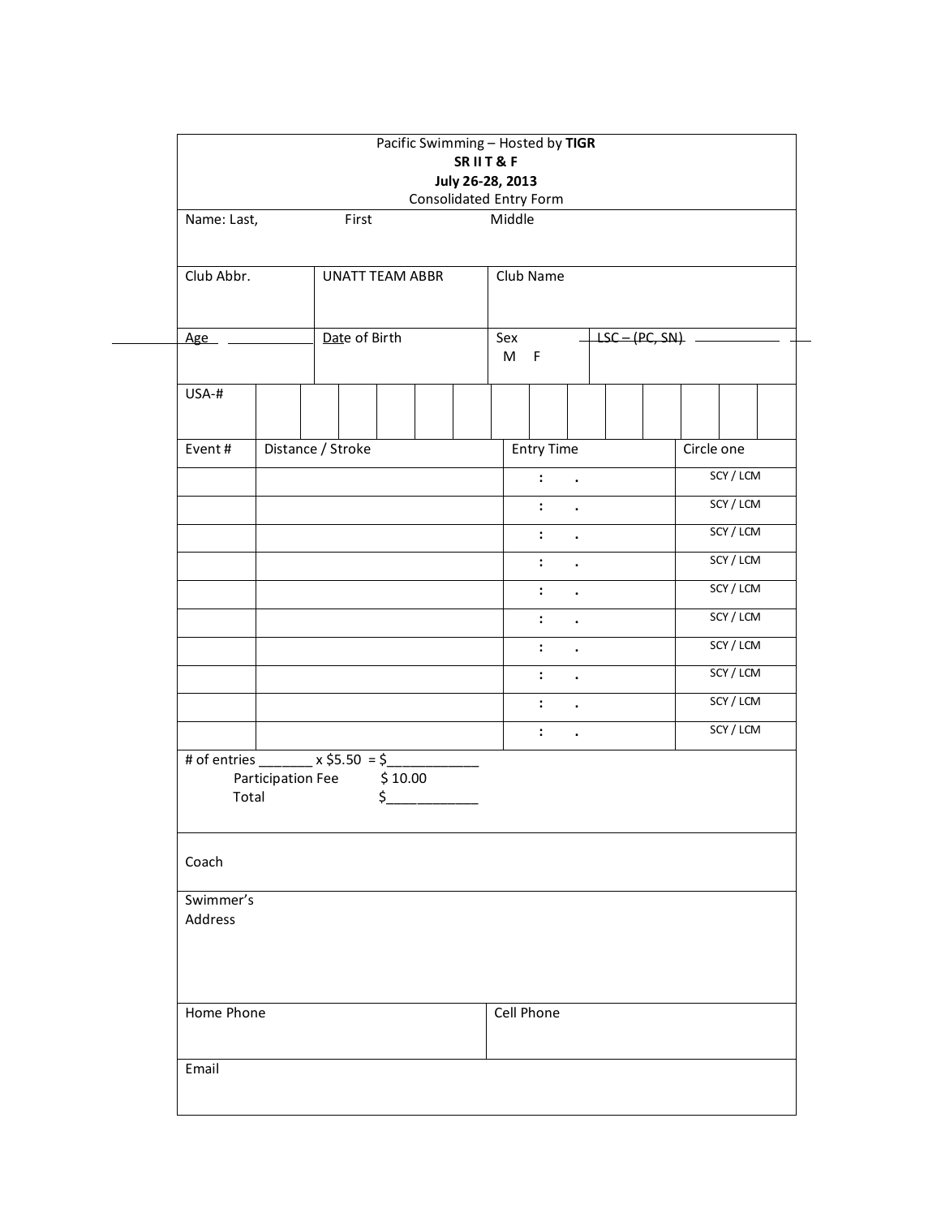Pacific Swimming – Hosted by **TIGR**

**SR II T & F**

**July 26-28, 2013**

Consolidated Entry Form

| Name: Last, | First | Middle | | |
|---|---|---|---|---|
| Club Abbr. | UNATT TEAM ABBR | Club Name | | |
| Age | Date of Birth | Sex M F | LSC – (PC, SN) | |

| USA-# | | | | | | | | | | | | | | |
|---|---|---|---|---|---|---|---|---|---|---|---|---|---|---|

| Event # | Distance / Stroke | Entry Time | Circle one |
|---|---|---|---|
| | | : . | SCY / LCM |
| | | : . | SCY / LCM |
| | | : . | SCY / LCM |
| | | : . | SCY / LCM |
| | | : . | SCY / LCM |
| | | : . | SCY / LCM |
| | | : . | SCY / LCM |
| | | : . | SCY / LCM |
| | | : . | SCY / LCM |
| | | : . | SCY / LCM |

# of entries _______ x $5.50 = $____________

Participation Fee $ 10.00

Total $____________

| Coach | |
|---|---|
| Swimmer's Address | |
| Home Phone | Cell Phone |
| Email | |